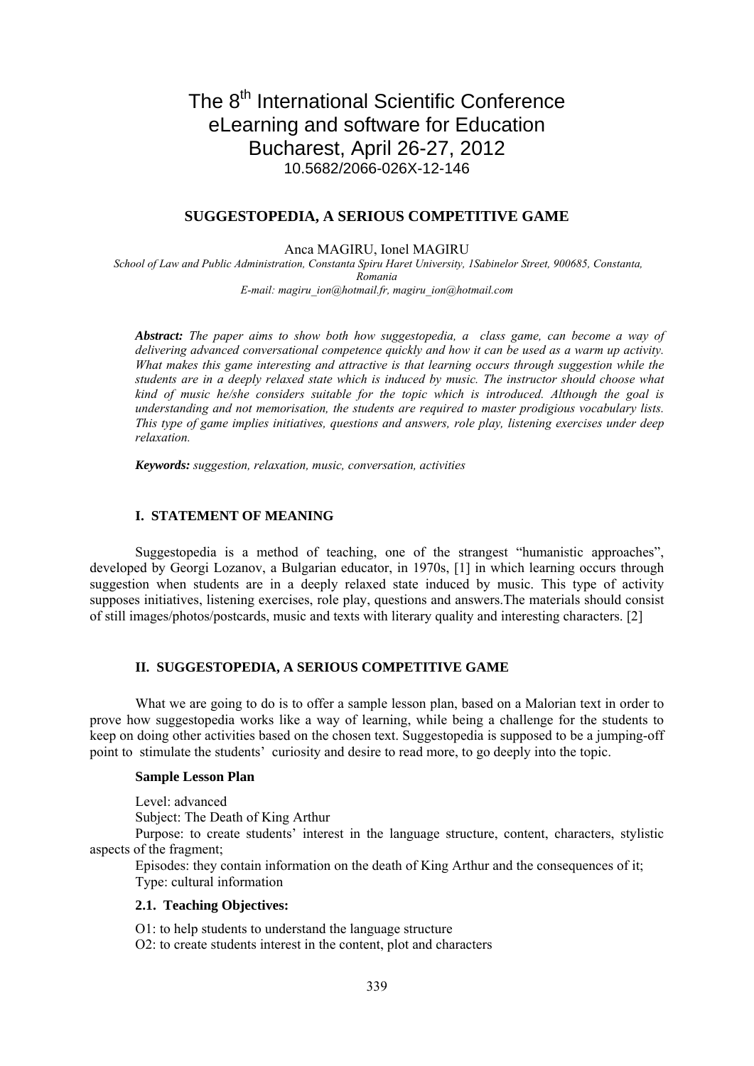# The 8[th] International Scientific Conference
# eLearning and software for Education
# Bucharest, April 26-27, 2012

10.5682/2066-026X-12-146

## SUGGESTOPEDIA, A SERIOUS COMPETITIVE GAME

Anca MAGIRU, Ionel MAGIRU

*School of Law and Public Administration, Constanta Spiru Haret University, 1Sabinelor Street, 900685, Constanta, Romania*

*E-mail: magiru_ion@hotmail.fr, magiru_ion@hotmail.com*

***Abstract:*** *The paper aims to show both how suggestopedia, a class game, can become a way of delivering advanced conversational competence quickly and how it can be used as a warm up activity. What makes this game interesting and attractive is that learning occurs through suggestion while the students are in a deeply relaxed state which is induced by music. The instructor should choose what kind of music he/she considers suitable for the topic which is introduced. Although the goal is understanding and not memorisation, the students are required to master prodigious vocabulary lists. This type of game implies initiatives, questions and answers, role play, listening exercises under deep relaxation.*

***Keywords:*** *suggestion, relaxation, music, conversation, activities*

### I. STATEMENT OF MEANING

Suggestopedia is a method of teaching, one of the strangest "humanistic approaches", developed by Georgi Lozanov, a Bulgarian educator, in 1970s, [1] in which learning occurs through suggestion when students are in a deeply relaxed state induced by music. This type of activity supposes initiatives, listening exercises, role play, questions and answers.The materials should consist of still images/photos/postcards, music and texts with literary quality and interesting characters. [2]

### II. SUGGESTOPEDIA, A SERIOUS COMPETITIVE GAME

What we are going to do is to offer a sample lesson plan, based on a Malorian text in order to prove how suggestopedia works like a way of learning, while being a challenge for the students to keep on doing other activities based on the chosen text. Suggestopedia is supposed to be a jumping-off point to stimulate the students' curiosity and desire to read more, to go deeply into the topic.

**Sample Lesson Plan**

Level: advanced

Subject: The Death of King Arthur

Purpose: to create students' interest in the language structure, content, characters, stylistic aspects of the fragment;

Episodes: they contain information on the death of King Arthur and the consequences of it;

Type: cultural information

#### 2.1. Teaching Objectives:

O1: to help students to understand the language structure

O2: to create students interest in the content, plot and characters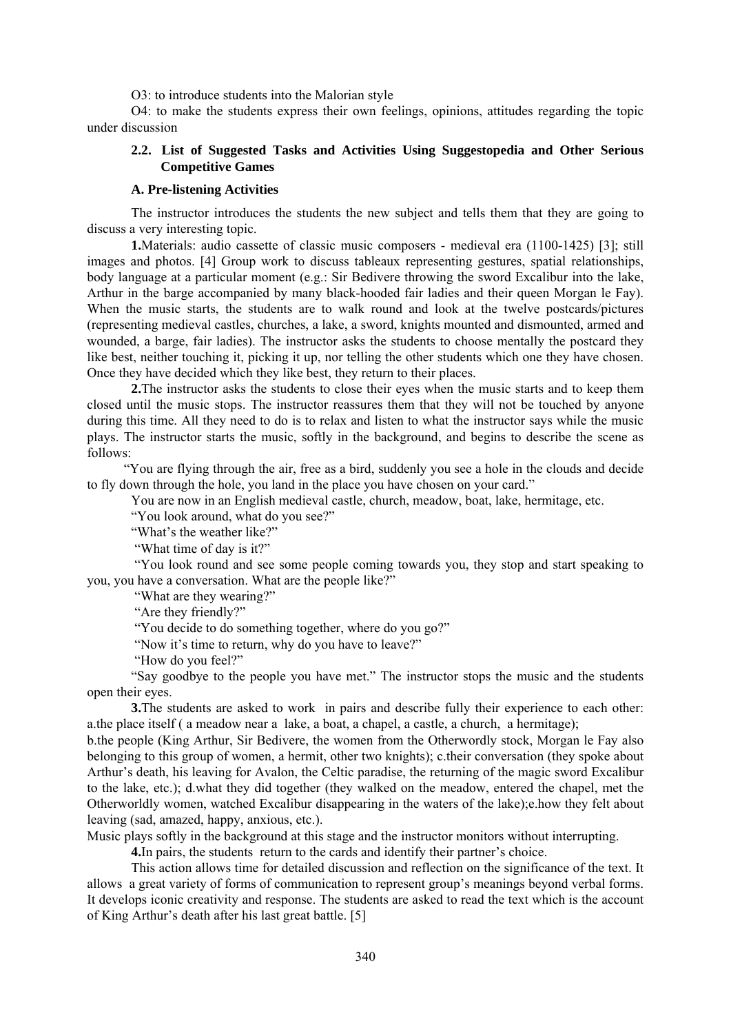O3: to introduce students into the Malorian style

O4: to make the students express their own feelings, opinions, attitudes regarding the topic under discussion

### 2.2. List of Suggested Tasks and Activities Using Suggestopedia and Other Serious Competitive Games

#### A. Pre-listening Activities

The instructor introduces the students the new subject and tells them that they are going to discuss a very interesting topic.

**1.** Materials: audio cassette of classic music composers - medieval era (1100-1425) [3]; still images and photos. [4] Group work to discuss tableaux representing gestures, spatial relationships, body language at a particular moment (e.g.: Sir Bedivere throwing the sword Excalibur into the lake, Arthur in the barge accompanied by many black-hooded fair ladies and their queen Morgan le Fay). When the music starts, the students are to walk round and look at the twelve postcards/pictures (representing medieval castles, churches, a lake, a sword, knights mounted and dismounted, armed and wounded, a barge, fair ladies). The instructor asks the students to choose mentally the postcard they like best, neither touching it, picking it up, nor telling the other students which one they have chosen. Once they have decided which they like best, they return to their places.

**2.** The instructor asks the students to close their eyes when the music starts and to keep them closed until the music stops. The instructor reassures them that they will not be touched by anyone during this time. All they need to do is to relax and listen to what the instructor says while the music plays. The instructor starts the music, softly in the background, and begins to describe the scene as follows:

"You are flying through the air, free as a bird, suddenly you see a hole in the clouds and decide to fly down through the hole, you land in the place you have chosen on your card."

You are now in an English medieval castle, church, meadow, boat, lake, hermitage, etc.

"You look around, what do you see?"

"What's the weather like?"

"What time of day is it?"

"You look round and see some people coming towards you, they stop and start speaking to you, you have a conversation. What are the people like?"

"What are they wearing?"

"Are they friendly?"

"You decide to do something together, where do you go?"

"Now it's time to return, why do you have to leave?"

"How do you feel?"

"Say goodbye to the people you have met." The instructor stops the music and the students open their eyes.

**3.** The students are asked to work in pairs and describe fully their experience to each other: a.the place itself ( a meadow near a lake, a boat, a chapel, a castle, a church, a hermitage); b.the people (King Arthur, Sir Bedivere, the women from the Otherwordly stock, Morgan le Fay also belonging to this group of women, a hermit, other two knights); c.their conversation (they spoke about Arthur's death, his leaving for Avalon, the Celtic paradise, the returning of the magic sword Excalibur to the lake, etc.); d.what they did together (they walked on the meadow, entered the chapel, met the Otherworldly women, watched Excalibur disappearing in the waters of the lake);e.how they felt about leaving (sad, amazed, happy, anxious, etc.).

Music plays softly in the background at this stage and the instructor monitors without interrupting.

**4.** In pairs, the students return to the cards and identify their partner's choice.

This action allows time for detailed discussion and reflection on the significance of the text. It allows a great variety of forms of communication to represent group's meanings beyond verbal forms. It develops iconic creativity and response. The students are asked to read the text which is the account of King Arthur's death after his last great battle. [5]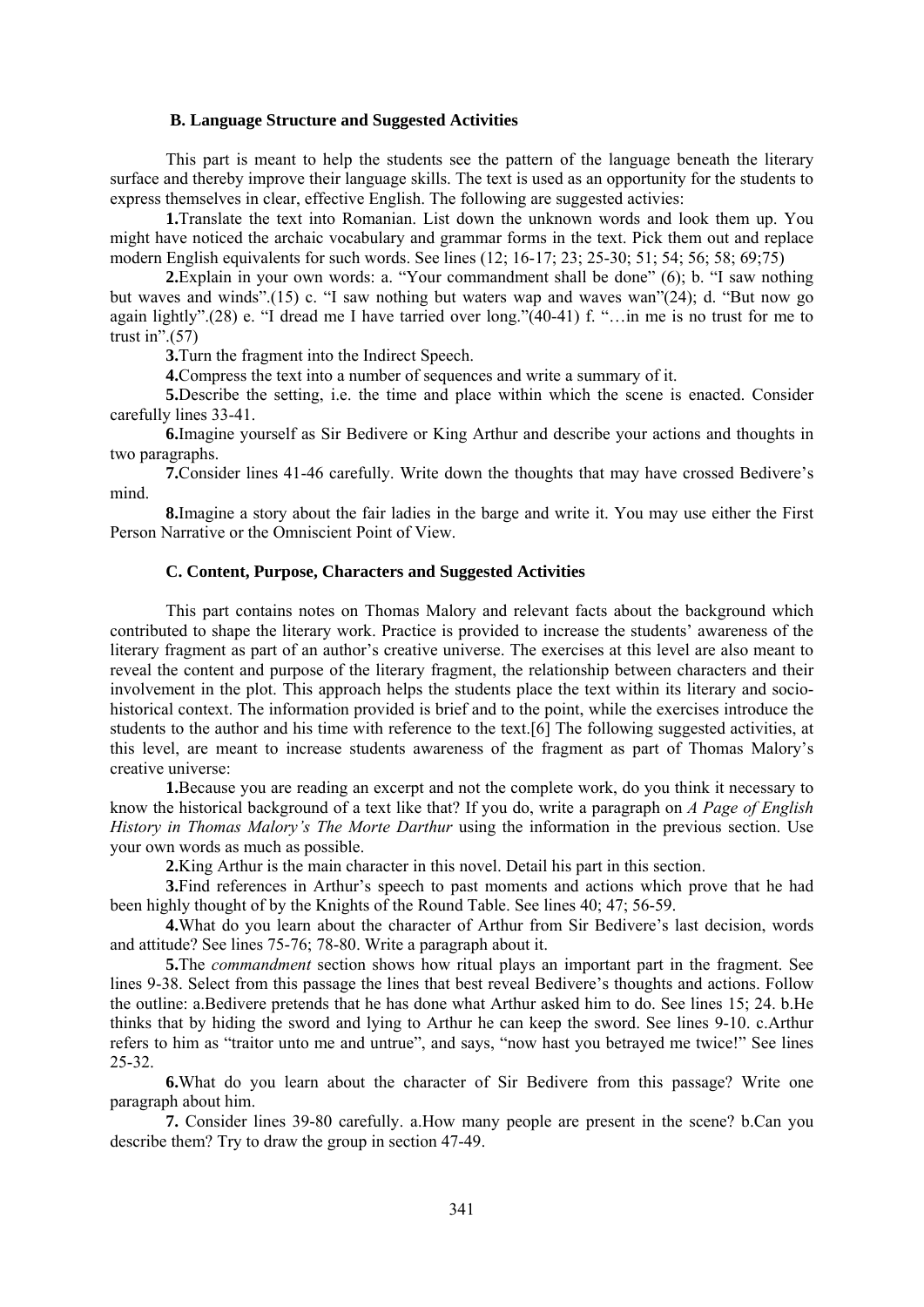### B. Language Structure and Suggested Activities

This part is meant to help the students see the pattern of the language beneath the literary surface and thereby improve their language skills. The text is used as an opportunity for the students to express themselves in clear, effective English. The following are suggested activies:

**1.**Translate the text into Romanian. List down the unknown words and look them up. You might have noticed the archaic vocabulary and grammar forms in the text. Pick them out and replace modern English equivalents for such words. See lines (12; 16-17; 23; 25-30; 51; 54; 56; 58; 69;75)

**2.**Explain in your own words: a. "Your commandment shall be done" (6); b. "I saw nothing but waves and winds".(15) c. "I saw nothing but waters wap and waves wan"(24); d. "But now go again lightly".(28) e. "I dread me I have tarried over long."(40-41) f. "…in me is no trust for me to trust in".(57)

**3.**Turn the fragment into the Indirect Speech.

**4.**Compress the text into a number of sequences and write a summary of it.

**5.**Describe the setting, i.e. the time and place within which the scene is enacted. Consider carefully lines 33-41.

**6.**Imagine yourself as Sir Bedivere or King Arthur and describe your actions and thoughts in two paragraphs.

**7.**Consider lines 41-46 carefully. Write down the thoughts that may have crossed Bedivere's mind.

**8.**Imagine a story about the fair ladies in the barge and write it. You may use either the First Person Narrative or the Omniscient Point of View.

### C. Content, Purpose, Characters and Suggested Activities

This part contains notes on Thomas Malory and relevant facts about the background which contributed to shape the literary work. Practice is provided to increase the students' awareness of the literary fragment as part of an author's creative universe. The exercises at this level are also meant to reveal the content and purpose of the literary fragment, the relationship between characters and their involvement in the plot. This approach helps the students place the text within its literary and socio-historical context. The information provided is brief and to the point, while the exercises introduce the students to the author and his time with reference to the text.[6] The following suggested activities, at this level, are meant to increase students awareness of the fragment as part of Thomas Malory's creative universe:

**1.**Because you are reading an excerpt and not the complete work, do you think it necessary to know the historical background of a text like that? If you do, write a paragraph on *A Page of English History in Thomas Malory's The Morte Darthur* using the information in the previous section. Use your own words as much as possible.

**2.**King Arthur is the main character in this novel. Detail his part in this section.

**3.**Find references in Arthur's speech to past moments and actions which prove that he had been highly thought of by the Knights of the Round Table. See lines 40; 47; 56-59.

**4.**What do you learn about the character of Arthur from Sir Bedivere's last decision, words and attitude? See lines 75-76; 78-80. Write a paragraph about it.

**5.**The *commandment* section shows how ritual plays an important part in the fragment. See lines 9-38. Select from this passage the lines that best reveal Bedivere's thoughts and actions. Follow the outline: a.Bedivere pretends that he has done what Arthur asked him to do. See lines 15; 24. b.He thinks that by hiding the sword and lying to Arthur he can keep the sword. See lines 9-10. c.Arthur refers to him as "traitor unto me and untrue", and says, "now hast you betrayed me twice!" See lines 25-32.

**6.**What do you learn about the character of Sir Bedivere from this passage? Write one paragraph about him.

**7.** Consider lines 39-80 carefully. a.How many people are present in the scene? b.Can you describe them? Try to draw the group in section 47-49.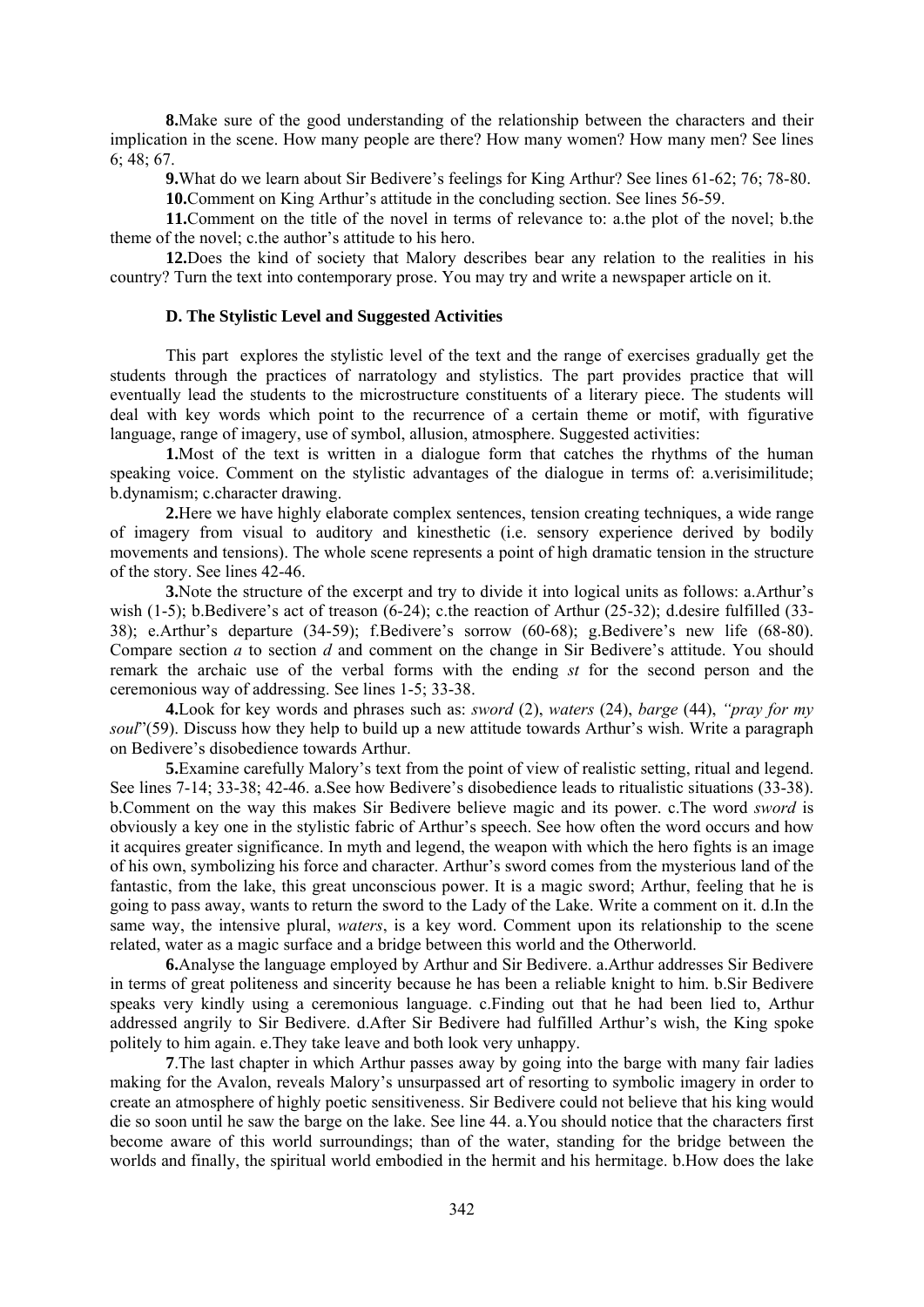**8.**Make sure of the good understanding of the relationship between the characters and their implication in the scene. How many people are there? How many women? How many men? See lines 6; 48; 67.

**9.**What do we learn about Sir Bedivere's feelings for King Arthur? See lines 61-62; 76; 78-80.

**10.**Comment on King Arthur's attitude in the concluding section. See lines 56-59.

**11.**Comment on the title of the novel in terms of relevance to: a.the plot of the novel; b.the theme of the novel; c.the author's attitude to his hero.

**12.**Does the kind of society that Malory describes bear any relation to the realities in his country? Turn the text into contemporary prose. You may try and write a newspaper article on it.

### D. The Stylistic Level and Suggested Activities

This part explores the stylistic level of the text and the range of exercises gradually get the students through the practices of narratology and stylistics. The part provides practice that will eventually lead the students to the microstructure constituents of a literary piece. The students will deal with key words which point to the recurrence of a certain theme or motif, with figurative language, range of imagery, use of symbol, allusion, atmosphere. Suggested activities:

**1.**Most of the text is written in a dialogue form that catches the rhythms of the human speaking voice. Comment on the stylistic advantages of the dialogue in terms of: a.verisimilitude; b.dynamism; c.character drawing.

**2.**Here we have highly elaborate complex sentences, tension creating techniques, a wide range of imagery from visual to auditory and kinesthetic (i.e. sensory experience derived by bodily movements and tensions). The whole scene represents a point of high dramatic tension in the structure of the story. See lines 42-46.

**3.**Note the structure of the excerpt and try to divide it into logical units as follows: a.Arthur's wish (1-5); b.Bedivere's act of treason (6-24); c.the reaction of Arthur (25-32); d.desire fulfilled (33-38); e.Arthur's departure (34-59); f.Bedivere's sorrow (60-68); g.Bedivere's new life (68-80). Compare section *a* to section *d* and comment on the change in Sir Bedivere's attitude. You should remark the archaic use of the verbal forms with the ending *st* for the second person and the ceremonious way of addressing. See lines 1-5; 33-38.

**4.**Look for key words and phrases such as: *sword* (2), *waters* (24), *barge* (44), *"pray for my soul*"(59). Discuss how they help to build up a new attitude towards Arthur's wish. Write a paragraph on Bedivere's disobedience towards Arthur.

**5.**Examine carefully Malory's text from the point of view of realistic setting, ritual and legend. See lines 7-14; 33-38; 42-46. a.See how Bedivere's disobedience leads to ritualistic situations (33-38). b.Comment on the way this makes Sir Bedivere believe magic and its power. c.The word *sword* is obviously a key one in the stylistic fabric of Arthur's speech. See how often the word occurs and how it acquires greater significance. In myth and legend, the weapon with which the hero fights is an image of his own, symbolizing his force and character. Arthur's sword comes from the mysterious land of the fantastic, from the lake, this great unconscious power. It is a magic sword; Arthur, feeling that he is going to pass away, wants to return the sword to the Lady of the Lake. Write a comment on it. d.In the same way, the intensive plural, *waters*, is a key word. Comment upon its relationship to the scene related, water as a magic surface and a bridge between this world and the Otherworld.

**6.**Analyse the language employed by Arthur and Sir Bedivere. a.Arthur addresses Sir Bedivere in terms of great politeness and sincerity because he has been a reliable knight to him. b.Sir Bedivere speaks very kindly using a ceremonious language. c.Finding out that he had been lied to, Arthur addressed angrily to Sir Bedivere. d.After Sir Bedivere had fulfilled Arthur's wish, the King spoke politely to him again. e.They take leave and both look very unhappy.

**7**.The last chapter in which Arthur passes away by going into the barge with many fair ladies making for the Avalon, reveals Malory's unsurpassed art of resorting to symbolic imagery in order to create an atmosphere of highly poetic sensitiveness. Sir Bedivere could not believe that his king would die so soon until he saw the barge on the lake. See line 44. a.You should notice that the characters first become aware of this world surroundings; than of the water, standing for the bridge between the worlds and finally, the spiritual world embodied in the hermit and his hermitage. b.How does the lake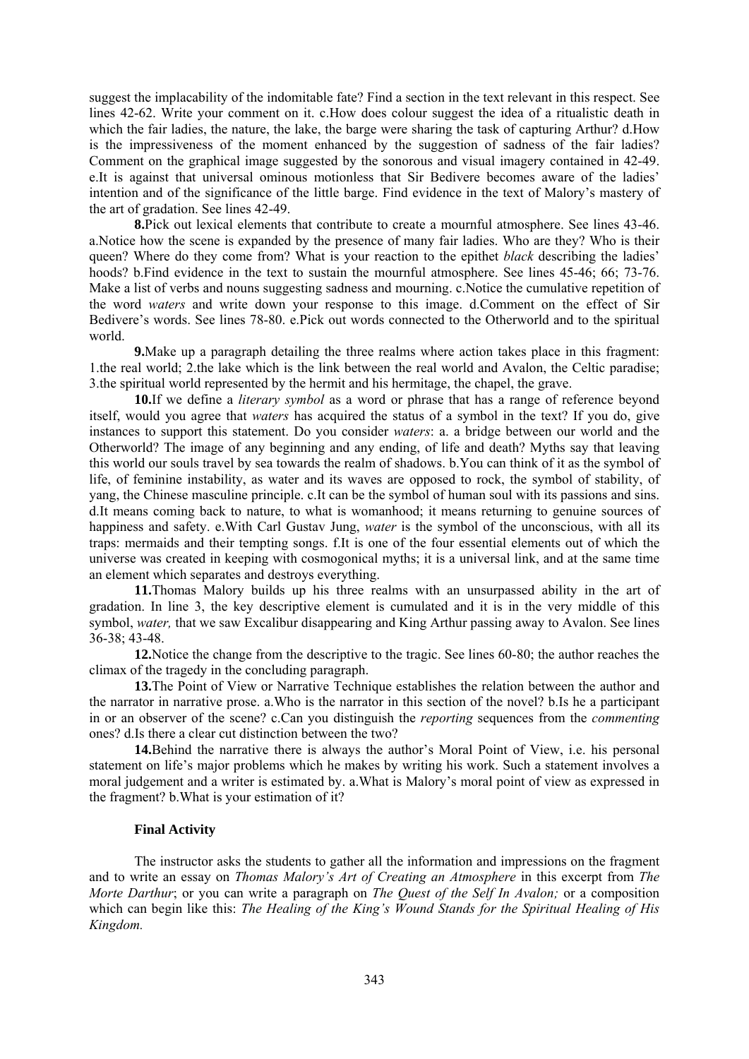suggest the implacability of the indomitable fate? Find a section in the text relevant in this respect. See lines 42-62. Write your comment on it. c.How does colour suggest the idea of a ritualistic death in which the fair ladies, the nature, the lake, the barge were sharing the task of capturing Arthur? d.How is the impressiveness of the moment enhanced by the suggestion of sadness of the fair ladies? Comment on the graphical image suggested by the sonorous and visual imagery contained in 42-49. e.It is against that universal ominous motionless that Sir Bedivere becomes aware of the ladies' intention and of the significance of the little barge. Find evidence in the text of Malory's mastery of the art of gradation. See lines 42-49.

**8.**Pick out lexical elements that contribute to create a mournful atmosphere. See lines 43-46. a.Notice how the scene is expanded by the presence of many fair ladies. Who are they? Who is their queen? Where do they come from? What is your reaction to the epithet *black* describing the ladies' hoods? b.Find evidence in the text to sustain the mournful atmosphere. See lines 45-46; 66; 73-76. Make a list of verbs and nouns suggesting sadness and mourning. c.Notice the cumulative repetition of the word *waters* and write down your response to this image. d.Comment on the effect of Sir Bedivere's words. See lines 78-80. e.Pick out words connected to the Otherworld and to the spiritual world.

**9.**Make up a paragraph detailing the three realms where action takes place in this fragment: 1.the real world; 2.the lake which is the link between the real world and Avalon, the Celtic paradise; 3.the spiritual world represented by the hermit and his hermitage, the chapel, the grave.

**10.**If we define a *literary symbol* as a word or phrase that has a range of reference beyond itself, would you agree that *waters* has acquired the status of a symbol in the text? If you do, give instances to support this statement. Do you consider *waters*: a. a bridge between our world and the Otherworld? The image of any beginning and any ending, of life and death? Myths say that leaving this world our souls travel by sea towards the realm of shadows. b.You can think of it as the symbol of life, of feminine instability, as water and its waves are opposed to rock, the symbol of stability, of yang, the Chinese masculine principle. c.It can be the symbol of human soul with its passions and sins. d.It means coming back to nature, to what is womanhood; it means returning to genuine sources of happiness and safety. e.With Carl Gustav Jung, *water* is the symbol of the unconscious, with all its traps: mermaids and their tempting songs. f.It is one of the four essential elements out of which the universe was created in keeping with cosmogonical myths; it is a universal link, and at the same time an element which separates and destroys everything.

**11.**Thomas Malory builds up his three realms with an unsurpassed ability in the art of gradation. In line 3, the key descriptive element is cumulated and it is in the very middle of this symbol, *water,* that we saw Excalibur disappearing and King Arthur passing away to Avalon. See lines 36-38; 43-48.

**12.**Notice the change from the descriptive to the tragic. See lines 60-80; the author reaches the climax of the tragedy in the concluding paragraph.

**13.**The Point of View or Narrative Technique establishes the relation between the author and the narrator in narrative prose. a.Who is the narrator in this section of the novel? b.Is he a participant in or an observer of the scene? c.Can you distinguish the *reporting* sequences from the *commenting* ones? d.Is there a clear cut distinction between the two?

**14.**Behind the narrative there is always the author's Moral Point of View, i.e. his personal statement on life's major problems which he makes by writing his work. Such a statement involves a moral judgement and a writer is estimated by. a.What is Malory's moral point of view as expressed in the fragment? b.What is your estimation of it?

### Final Activity

The instructor asks the students to gather all the information and impressions on the fragment and to write an essay on *Thomas Malory's Art of Creating an Atmosphere* in this excerpt from *The Morte Darthur*; or you can write a paragraph on *The Quest of the Self In Avalon;* or a composition which can begin like this: *The Healing of the King's Wound Stands for the Spiritual Healing of His Kingdom.*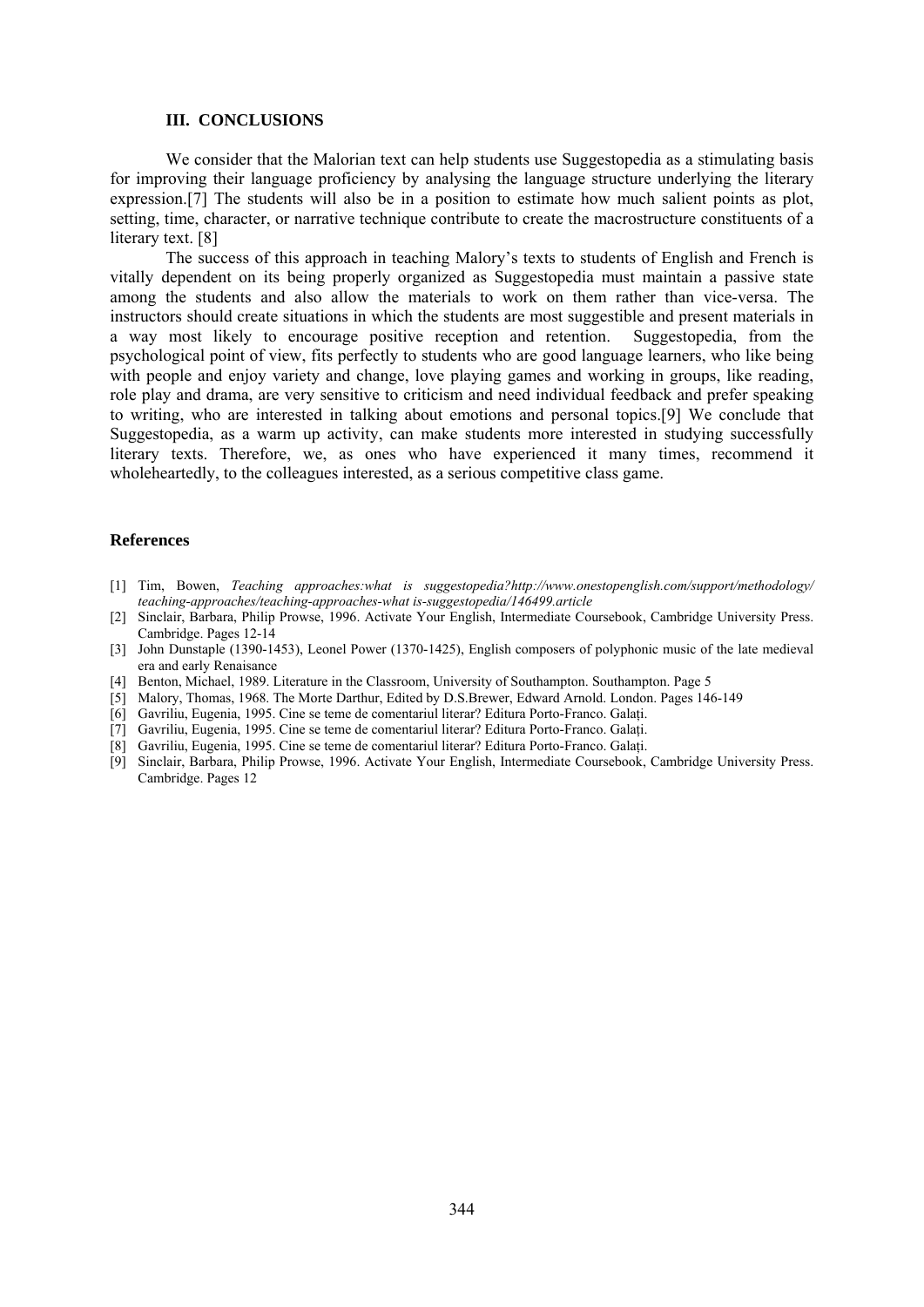### III. CONCLUSIONS

We consider that the Malorian text can help students use Suggestopedia as a stimulating basis for improving their language proficiency by analysing the language structure underlying the literary expression.[7] The students will also be in a position to estimate how much salient points as plot, setting, time, character, or narrative technique contribute to create the macrostructure constituents of a literary text. [8]

The success of this approach in teaching Malory's texts to students of English and French is vitally dependent on its being properly organized as Suggestopedia must maintain a passive state among the students and also allow the materials to work on them rather than vice-versa. The instructors should create situations in which the students are most suggestible and present materials in a way most likely to encourage positive reception and retention. Suggestopedia, from the psychological point of view, fits perfectly to students who are good language learners, who like being with people and enjoy variety and change, love playing games and working in groups, like reading, role play and drama, are very sensitive to criticism and need individual feedback and prefer speaking to writing, who are interested in talking about emotions and personal topics.[9] We conclude that Suggestopedia, as a warm up activity, can make students more interested in studying successfully literary texts. Therefore, we, as ones who have experienced it many times, recommend it wholeheartedly, to the colleagues interested, as a serious competitive class game.

### References

[1] Tim, Bowen, *Teaching approaches:what is suggestopedia?http://www.onestopenglish.com/support/methodology/teaching-approaches/teaching-approaches-what is-suggestopedia/146499.article*

[2] Sinclair, Barbara, Philip Prowse, 1996. Activate Your English, Intermediate Coursebook, Cambridge University Press. Cambridge. Pages 12-14

[3] John Dunstaple (1390-1453), Leonel Power (1370-1425), English composers of polyphonic music of the late medieval era and early Renaisance

[4] Benton, Michael, 1989. Literature in the Classroom, University of Southampton. Southampton. Page 5

[5] Malory, Thomas, 1968. The Morte Darthur, Edited by D.S.Brewer, Edward Arnold. London. Pages 146-149

[6] Gavriliu, Eugenia, 1995. Cine se teme de comentariul literar? Editura Porto-Franco. Galați.

[7] Gavriliu, Eugenia, 1995. Cine se teme de comentariul literar? Editura Porto-Franco. Galați.

[8] Gavriliu, Eugenia, 1995. Cine se teme de comentariul literar? Editura Porto-Franco. Galați.

[9] Sinclair, Barbara, Philip Prowse, 1996. Activate Your English, Intermediate Coursebook, Cambridge University Press. Cambridge. Pages 12